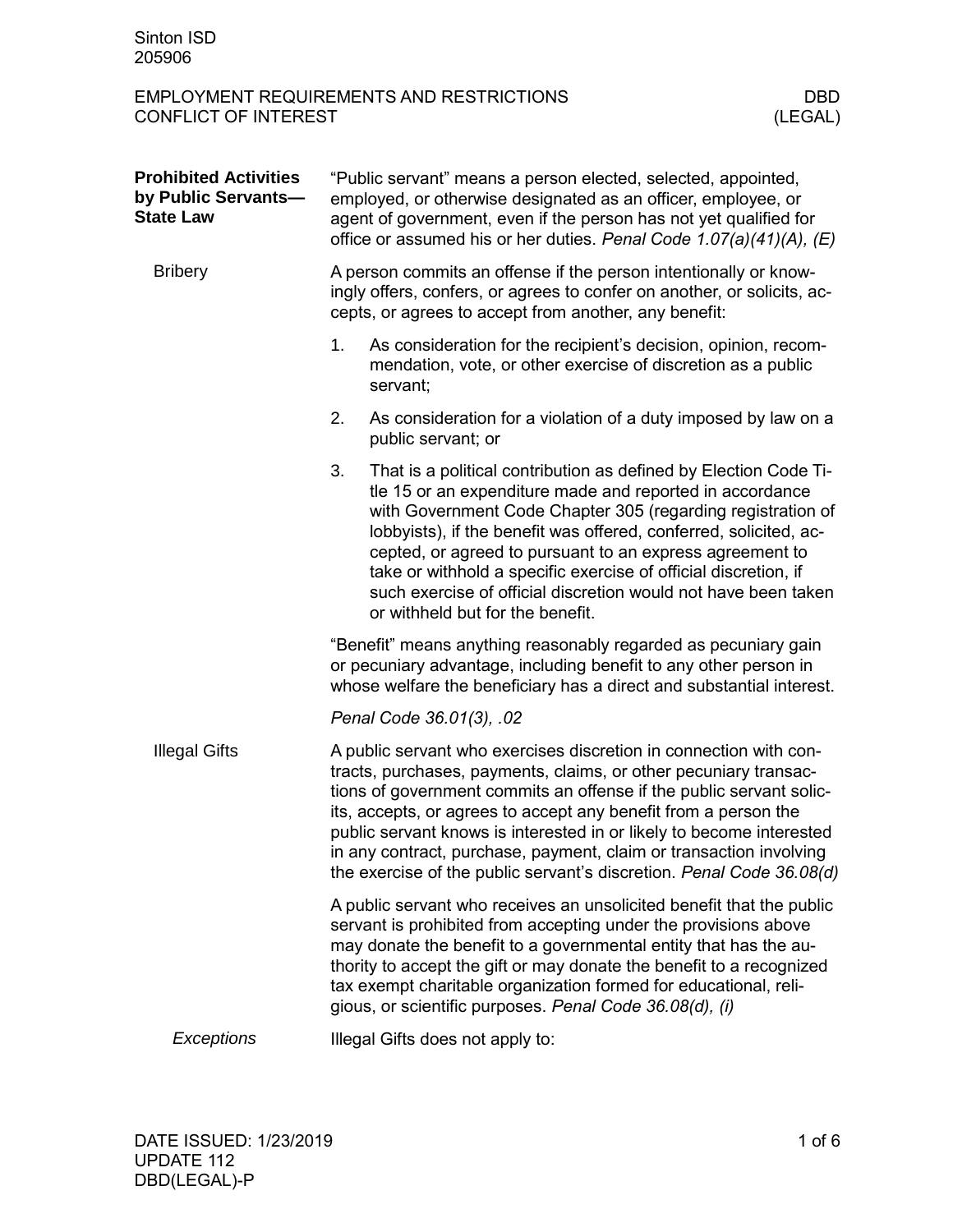Sinton ISD
205906

# EMPLOYMENT REQUIREMENTS AND RESTRICTIONS CONFLICT OF INTEREST

DBD (LEGAL)

## Prohibited Activities by Public Servants—State Law

"Public servant" means a person elected, selected, appointed, employed, or otherwise designated as an officer, employee, or agent of government, even if the person has not yet qualified for office or assumed his or her duties. *Penal Code 1.07(a)(41)(A), (E)*

### Bribery

A person commits an offense if the person intentionally or knowingly offers, confers, or agrees to confer on another, or solicits, accepts, or agrees to accept from another, any benefit:

1. As consideration for the recipient's decision, opinion, recommendation, vote, or other exercise of discretion as a public servant;
2. As consideration for a violation of a duty imposed by law on a public servant; or
3. That is a political contribution as defined by Election Code Title 15 or an expenditure made and reported in accordance with Government Code Chapter 305 (regarding registration of lobbyists), if the benefit was offered, conferred, solicited, accepted, or agreed to pursuant to an express agreement to take or withhold a specific exercise of official discretion, if such exercise of official discretion would not have been taken or withheld but for the benefit.

"Benefit" means anything reasonably regarded as pecuniary gain or pecuniary advantage, including benefit to any other person in whose welfare the beneficiary has a direct and substantial interest.

*Penal Code 36.01(3), .02*

### Illegal Gifts

A public servant who exercises discretion in connection with contracts, purchases, payments, claims, or other pecuniary transactions of government commits an offense if the public servant solicits, accepts, or agrees to accept any benefit from a person the public servant knows is interested in or likely to become interested in any contract, purchase, payment, claim or transaction involving the exercise of the public servant's discretion. *Penal Code 36.08(d)*

A public servant who receives an unsolicited benefit that the public servant is prohibited from accepting under the provisions above may donate the benefit to a governmental entity that has the authority to accept the gift or may donate the benefit to a recognized tax exempt charitable organization formed for educational, religious, or scientific purposes. *Penal Code 36.08(d), (i)*

#### *Exceptions*

Illegal Gifts does not apply to:

DATE ISSUED: 1/23/2019
UPDATE 112
DBD(LEGAL)-P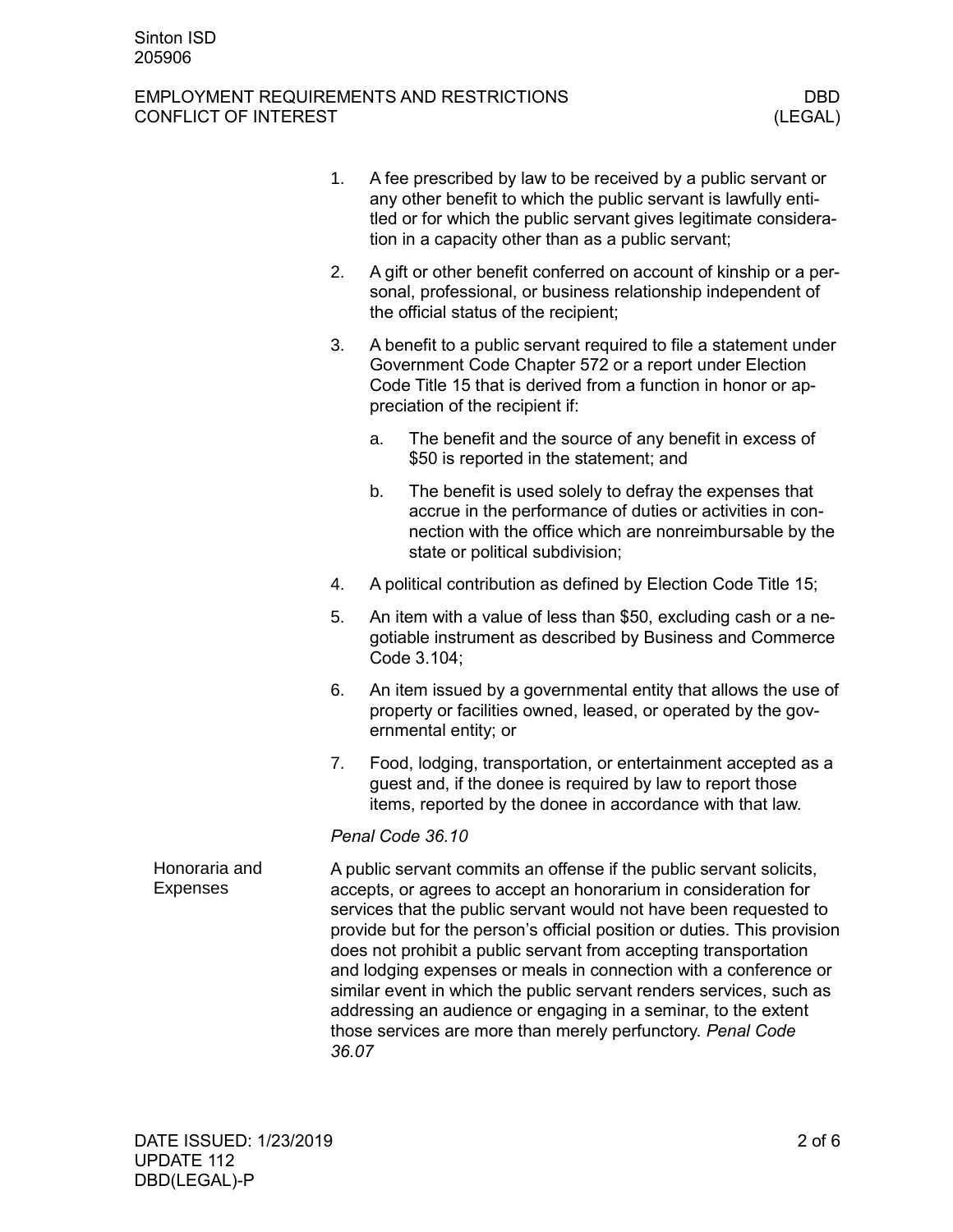1. A fee prescribed by law to be received by a public servant or any other benefit to which the public servant is lawfully entitled or for which the public servant gives legitimate consideration in a capacity other than as a public servant;
2. A gift or other benefit conferred on account of kinship or a personal, professional, or business relationship independent of the official status of the recipient;
3. A benefit to a public servant required to file a statement under Government Code Chapter 572 or a report under Election Code Title 15 that is derived from a function in honor or appreciation of the recipient if:
   a. The benefit and the source of any benefit in excess of $50 is reported in the statement; and
   b. The benefit is used solely to defray the expenses that accrue in the performance of duties or activities in connection with the office which are nonreimbursable by the state or political subdivision;
4. A political contribution as defined by Election Code Title 15;
5. An item with a value of less than $50, excluding cash or a negotiable instrument as described by Business and Commerce Code 3.104;
6. An item issued by a governmental entity that allows the use of property or facilities owned, leased, or operated by the governmental entity; or
7. Food, lodging, transportation, or entertainment accepted as a guest and, if the donee is required by law to report those items, reported by the donee in accordance with that law.

*Penal Code 36.10*

**Honoraria and Expenses**

A public servant commits an offense if the public servant solicits, accepts, or agrees to accept an honorarium in consideration for services that the public servant would not have been requested to provide but for the person's official position or duties. This provision does not prohibit a public servant from accepting transportation and lodging expenses or meals in connection with a conference or similar event in which the public servant renders services, such as addressing an audience or engaging in a seminar, to the extent those services are more than merely perfunctory. *Penal Code 36.07*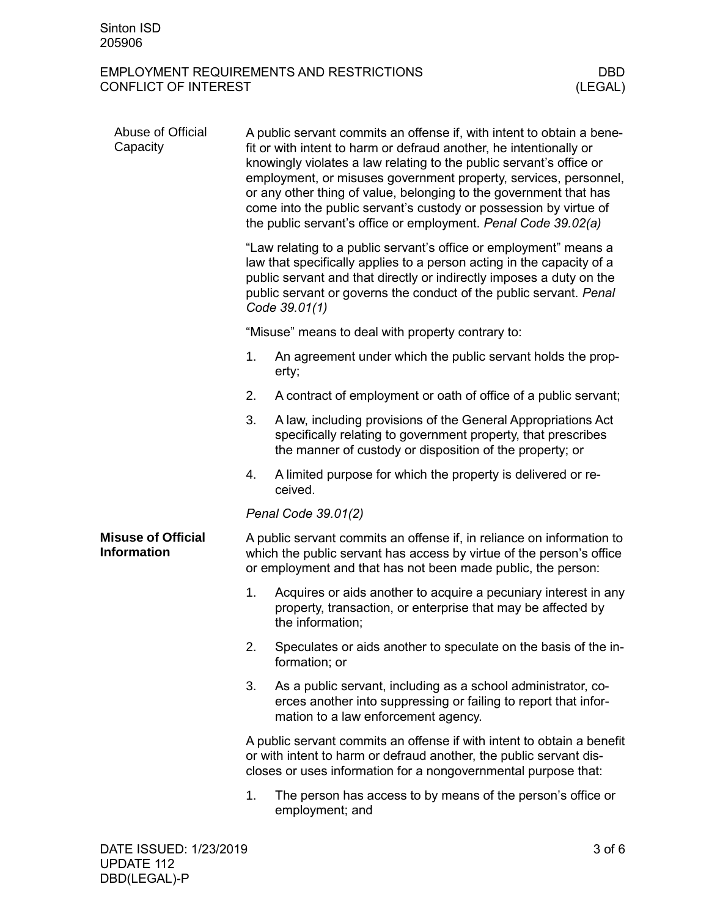## Abuse of Official Capacity

A public servant commits an offense if, with intent to obtain a benefit or with intent to harm or defraud another, he intentionally or knowingly violates a law relating to the public servant's office or employment, or misuses government property, services, personnel, or any other thing of value, belonging to the government that has come into the public servant's custody or possession by virtue of the public servant's office or employment. *Penal Code 39.02(a)*

"Law relating to a public servant's office or employment" means a law that specifically applies to a person acting in the capacity of a public servant and that directly or indirectly imposes a duty on the public servant or governs the conduct of the public servant. *Penal Code 39.01(1)*

"Misuse" means to deal with property contrary to:

1. An agreement under which the public servant holds the property;
2. A contract of employment or oath of office of a public servant;
3. A law, including provisions of the General Appropriations Act specifically relating to government property, that prescribes the manner of custody or disposition of the property; or
4. A limited purpose for which the property is delivered or received.

*Penal Code 39.01(2)*

## Misuse of Official Information

A public servant commits an offense if, in reliance on information to which the public servant has access by virtue of the person's office or employment and that has not been made public, the person:

1. Acquires or aids another to acquire a pecuniary interest in any property, transaction, or enterprise that may be affected by the information;
2. Speculates or aids another to speculate on the basis of the information; or
3. As a public servant, including as a school administrator, coerces another into suppressing or failing to report that information to a law enforcement agency.

A public servant commits an offense if with intent to obtain a benefit or with intent to harm or defraud another, the public servant discloses or uses information for a nongovernmental purpose that:

1. The person has access to by means of the person's office or employment; and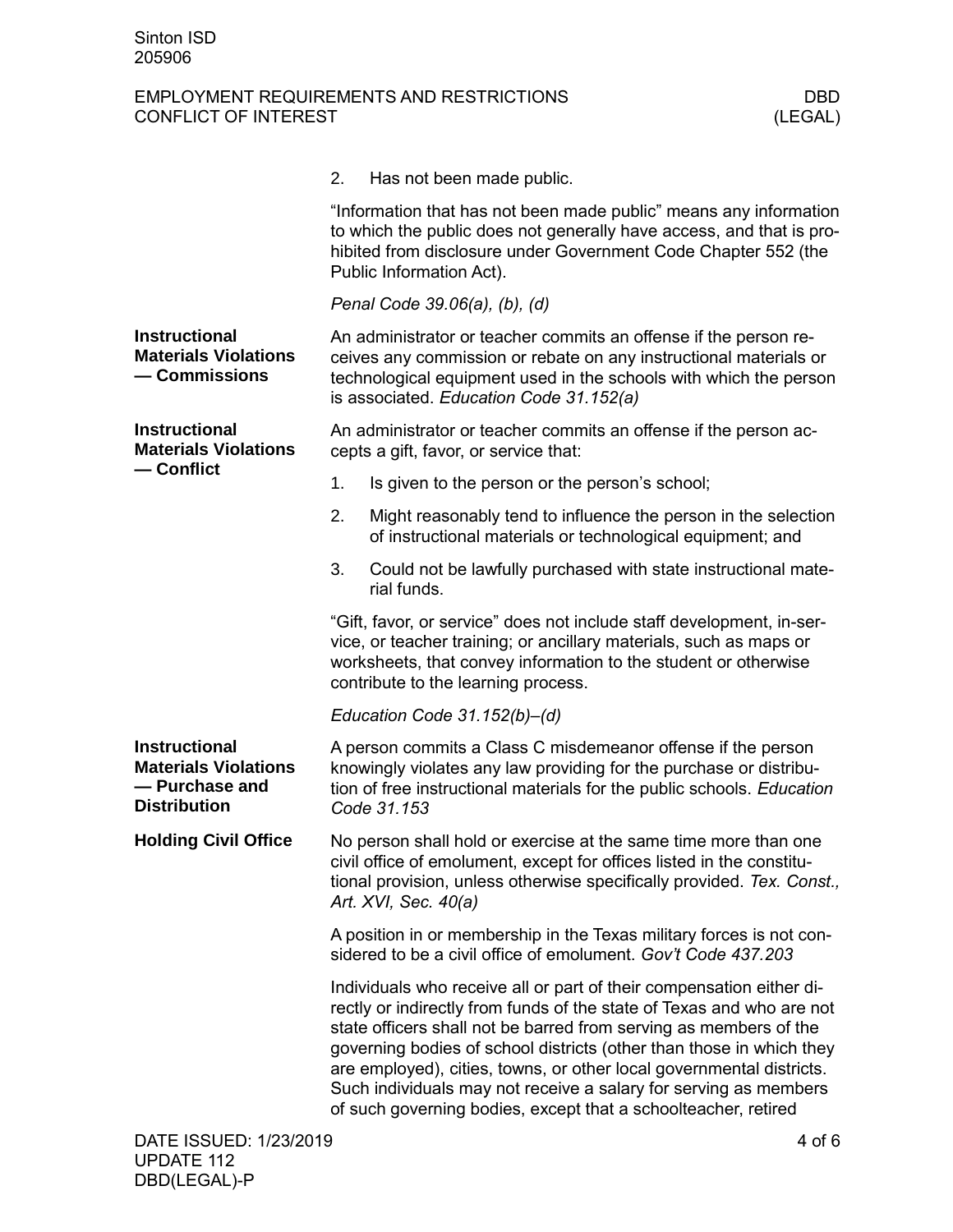2. Has not been made public.

"Information that has not been made public" means any information to which the public does not generally have access, and that is prohibited from disclosure under Government Code Chapter 552 (the Public Information Act).

*Penal Code 39.06(a), (b), (d)*

**Instructional Materials Violations — Commissions**

An administrator or teacher commits an offense if the person receives any commission or rebate on any instructional materials or technological equipment used in the schools with which the person is associated. *Education Code 31.152(a)*

**Instructional Materials Violations — Conflict**

An administrator or teacher commits an offense if the person accepts a gift, favor, or service that:

1. Is given to the person or the person's school;
2. Might reasonably tend to influence the person in the selection of instructional materials or technological equipment; and
3. Could not be lawfully purchased with state instructional material funds.

"Gift, favor, or service" does not include staff development, in-service, or teacher training; or ancillary materials, such as maps or worksheets, that convey information to the student or otherwise contribute to the learning process.

*Education Code 31.152(b)–(d)*

**Instructional Materials Violations — Purchase and Distribution**

A person commits a Class C misdemeanor offense if the person knowingly violates any law providing for the purchase or distribution of free instructional materials for the public schools. *Education Code 31.153*

**Holding Civil Office**

No person shall hold or exercise at the same time more than one civil office of emolument, except for offices listed in the constitutional provision, unless otherwise specifically provided. *Tex. Const., Art. XVI, Sec. 40(a)*

A position in or membership in the Texas military forces is not considered to be a civil office of emolument. *Gov't Code 437.203*

Individuals who receive all or part of their compensation either directly or indirectly from funds of the state of Texas and who are not state officers shall not be barred from serving as members of the governing bodies of school districts (other than those in which they are employed), cities, towns, or other local governmental districts. Such individuals may not receive a salary for serving as members of such governing bodies, except that a schoolteacher, retired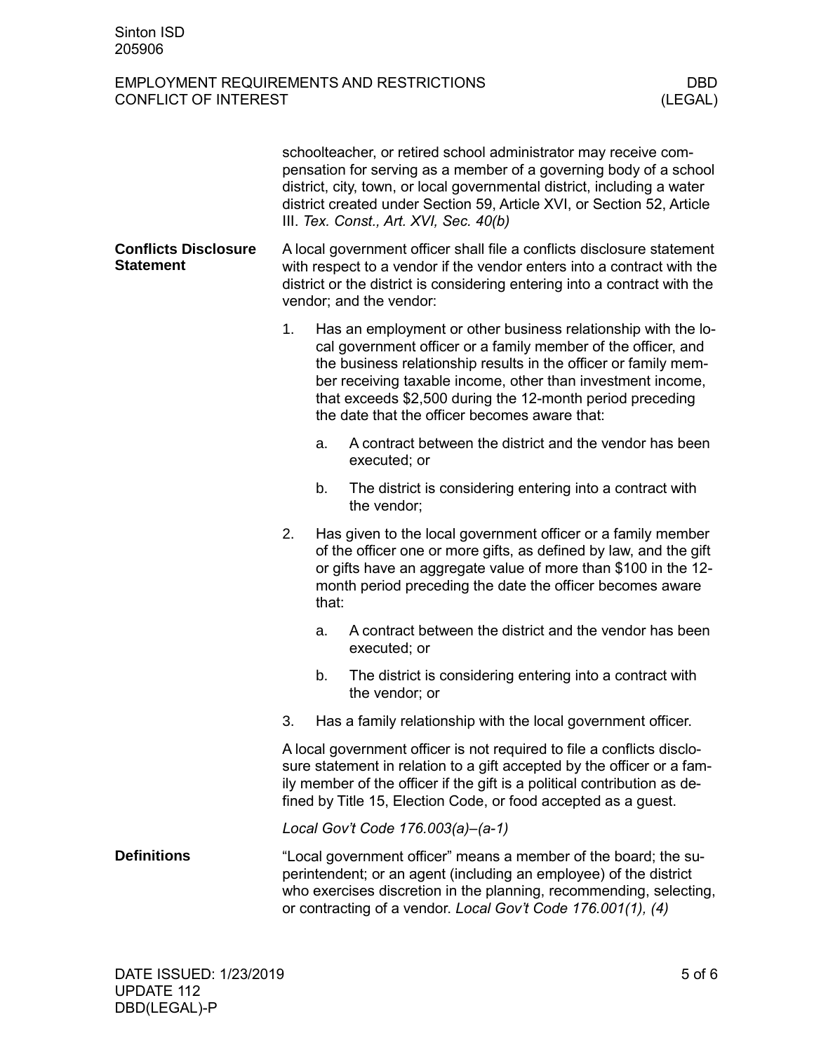schoolteacher, or retired school administrator may receive compensation for serving as a member of a governing body of a school district, city, town, or local governmental district, including a water district created under Section 59, Article XVI, or Section 52, Article III. *Tex. Const., Art. XVI, Sec. 40(b)*

**Conflicts Disclosure Statement**

A local government officer shall file a conflicts disclosure statement with respect to a vendor if the vendor enters into a contract with the district or the district is considering entering into a contract with the vendor; and the vendor:

1. Has an employment or other business relationship with the local government officer or a family member of the officer, and the business relationship results in the officer or family member receiving taxable income, other than investment income, that exceeds $2,500 during the 12-month period preceding the date that the officer becomes aware that:
   a. A contract between the district and the vendor has been executed; or
   b. The district is considering entering into a contract with the vendor;
2. Has given to the local government officer or a family member of the officer one or more gifts, as defined by law, and the gift or gifts have an aggregate value of more than $100 in the 12-month period preceding the date the officer becomes aware that:
   a. A contract between the district and the vendor has been executed; or
   b. The district is considering entering into a contract with the vendor; or
3. Has a family relationship with the local government officer.

A local government officer is not required to file a conflicts disclosure statement in relation to a gift accepted by the officer or a family member of the officer if the gift is a political contribution as defined by Title 15, Election Code, or food accepted as a guest.

*Local Gov't Code 176.003(a)–(a-1)*

**Definitions**

"Local government officer" means a member of the board; the superintendent; or an agent (including an employee) of the district who exercises discretion in the planning, recommending, selecting, or contracting of a vendor. *Local Gov't Code 176.001(1), (4)*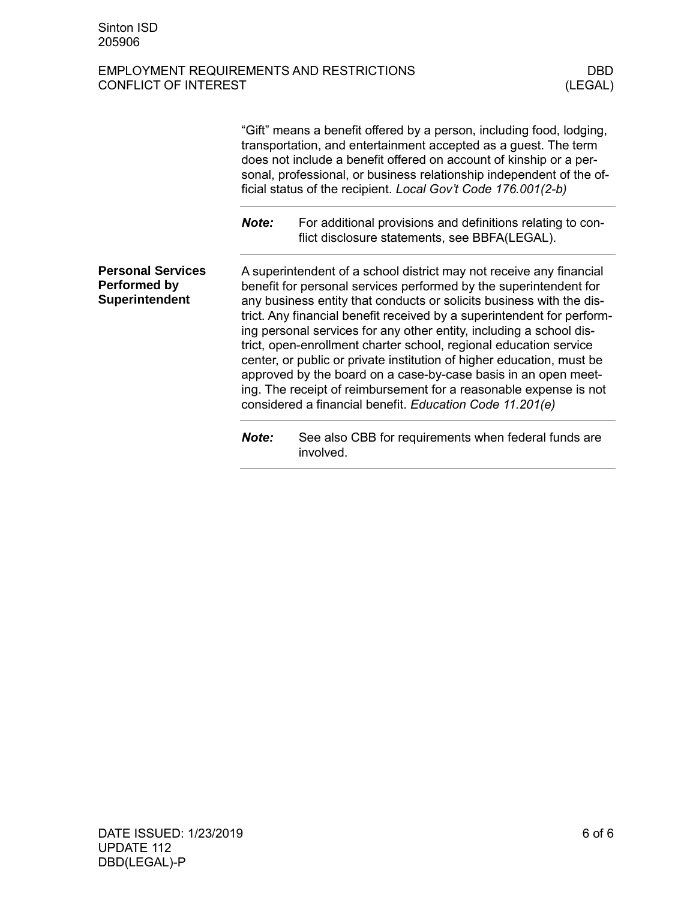"Gift" means a benefit offered by a person, including food, lodging, transportation, and entertainment accepted as a guest. The term does not include a benefit offered on account of kinship or a personal, professional, or business relationship independent of the official status of the recipient. *Local Gov't Code 176.001(2-b)*

***Note:*** For additional provisions and definitions relating to conflict disclosure statements, see BBFA(LEGAL).

## Personal Services Performed by Superintendent

A superintendent of a school district may not receive any financial benefit for personal services performed by the superintendent for any business entity that conducts or solicits business with the district. Any financial benefit received by a superintendent for performing personal services for any other entity, including a school district, open-enrollment charter school, regional education service center, or public or private institution of higher education, must be approved by the board on a case-by-case basis in an open meeting. The receipt of reimbursement for a reasonable expense is not considered a financial benefit. *Education Code 11.201(e)*

***Note:*** See also CBB for requirements when federal funds are involved.